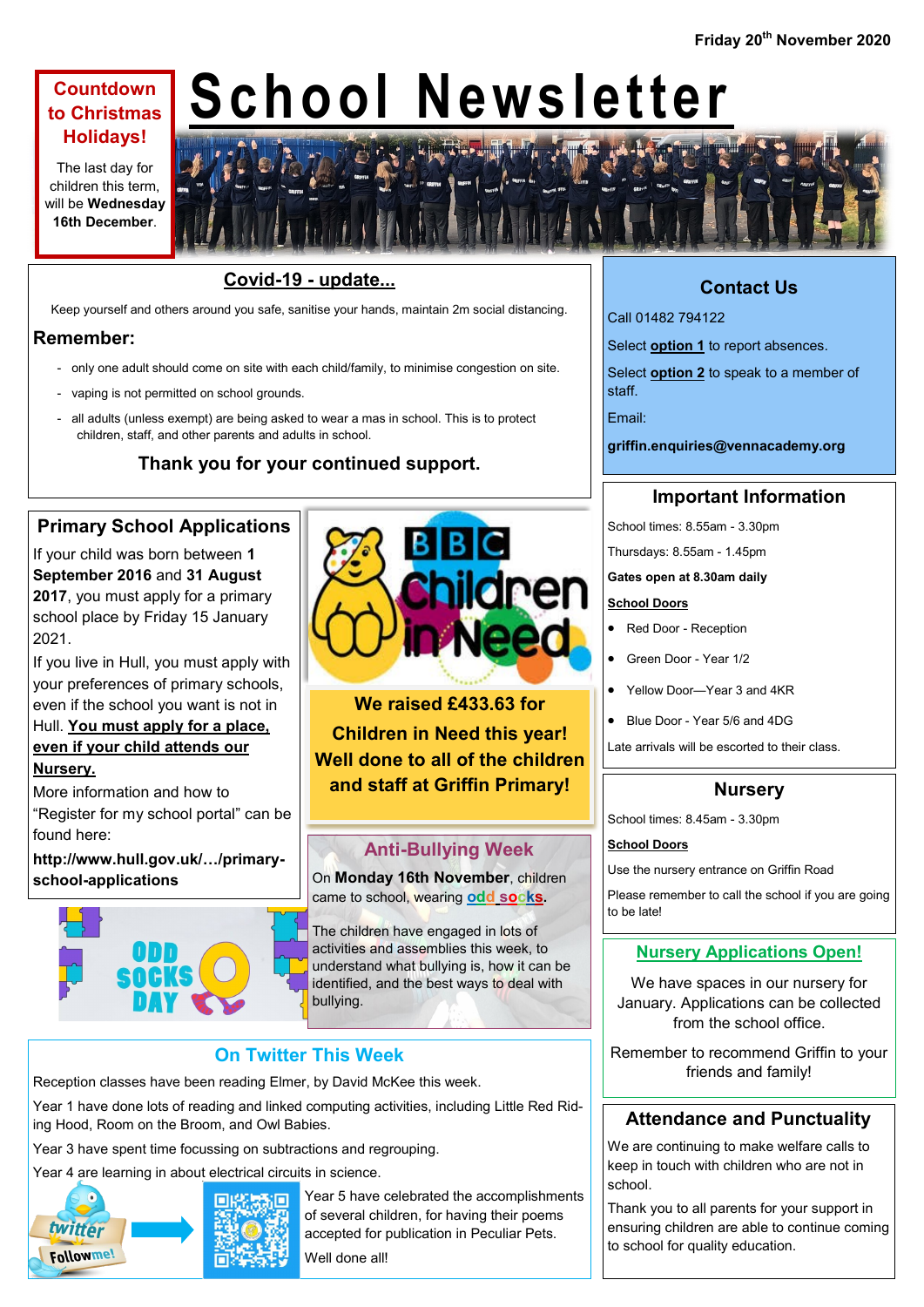Friday 20th November 2020

# School Newsletter

**Countdown to Christmas Holidays!**

The last day for children this term, will be **Wednesday 16th December**.

## Covid-19 - update...

Keep yourself and others around you safe, sanitise your hands, maintain 2m social distancing.

### Remember:

- only one adult should come on site with each child/family, to minimise congestion on site.
- vaping is not permitted on school grounds.
- all adults (unless exempt) are being asked to wear a mas in school. This is to protect children, staff, and other parents and adults in school.

**Thank you for your continued support.**

## Contact Us

Call 01482 794122

Select **option 1** to report absences.

Select **option 2** to speak to a member of staff.

Email:

**griffin.enquiries@vennacademy.org**

## Important Information

School times: 8.55am - 3.30pm

Thursdays: 8.55am - 1.45pm

**Gates open at 8.30am daily**

**School Doors**

- Red Door - Reception
- Green Door - Year 1/2
- Yellow Door—Year 3 and 4KR
- Blue Door - Year 5/6 and 4DG

Late arrivals will be escorted to their class.

## Primary School Applications

If your child was born between **1 September 2016** and **31 August 2017**, you must apply for a primary school place by Friday 15 January 2021.

If you live in Hull, you must apply with your preferences of primary schools, even if the school you want is not in Hull. **You must apply for a place, even if your child attends our Nursery.**

More information and how to “Register for my school portal” can be found here:

**http://www.hull.gov.uk/…/primary-school-applications**

**We raised £433.63 for Children in Need this year! Well done to all of the children and staff at Griffin Primary!**

## Anti-Bullying Week

On **Monday 16th November**, children came to school, wearing **odd socks**.

The children have engaged in lots of activities and assemblies this week, to understand what bullying is, how it can be identified, and the best ways to deal with bullying.

## Nursery

School times: 8.45am - 3.30pm

**School Doors**

Use the nursery entrance on Griffin Road

Please remember to call the school if you are going to be late!

## Nursery Applications Open!

We have spaces in our nursery for January. Applications can be collected from the school office.

Remember to recommend Griffin to your friends and family!

## On Twitter This Week

Reception classes have been reading Elmer, by David McKee this week.

Year 1 have done lots of reading and linked computing activities, including Little Red Riding Hood, Room on the Broom, and Owl Babies.

Year 3 have spent time focussing on subtractions and regrouping.

Year 4 are learning in about electrical circuits in science.

Year 5 have celebrated the accomplishments of several children, for having their poems accepted for publication in Peculiar Pets.

Well done all!

## Attendance and Punctuality

We are continuing to make welfare calls to keep in touch with children who are not in school.

Thank you to all parents for your support in ensuring children are able to continue coming to school for quality education.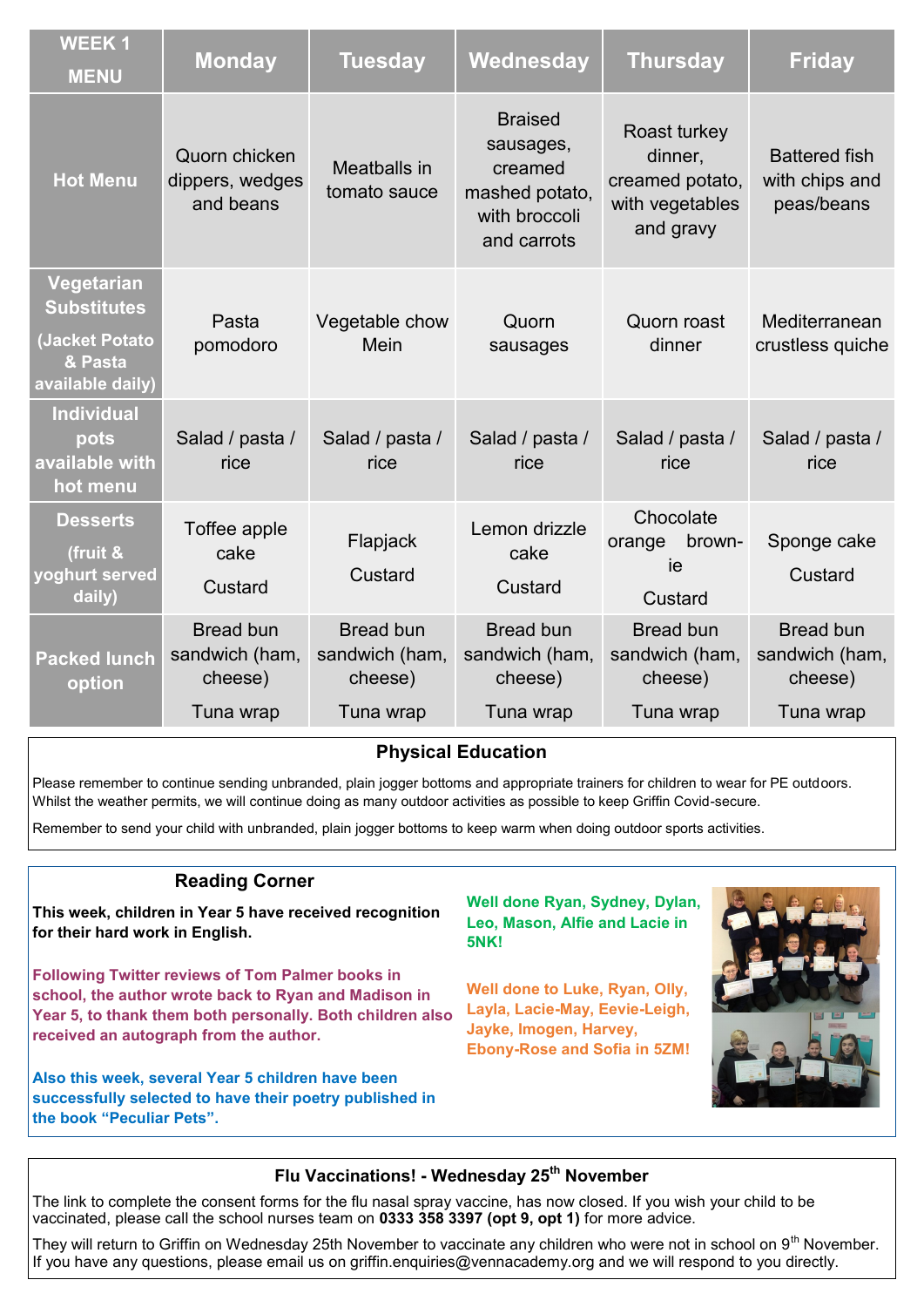| WEEK 1 MENU | Monday | Tuesday | Wednesday | Thursday | Friday |
|---|---|---|---|---|---|
| **Hot Menu** | Quorn chicken dippers, wedges and beans | Meatballs in tomato sauce | Braised sausages, creamed mashed potato, with broccoli and carrots | Roast turkey dinner, creamed potato, with vegetables and gravy | Battered fish with chips and peas/beans |
| **Vegetarian Substitutes (Jacket Potato & Pasta available daily)** | Pasta pomodoro | Vegetable chow Mein | Quorn sausages | Quorn roast dinner | Mediterranean crustless quiche |
| **Individual pots available with hot menu** | Salad / pasta / rice | Salad / pasta / rice | Salad / pasta / rice | Salad / pasta / rice | Salad / pasta / rice |
| **Desserts (fruit & yoghurt served daily)** | Toffee apple cake<br>Custard | Flapjack<br>Custard | Lemon drizzle cake<br>Custard | Chocolate orange brownie<br>Custard | Sponge cake<br>Custard |
| **Packed lunch option** | Bread bun sandwich (ham, cheese)<br>Tuna wrap | Bread bun sandwich (ham, cheese)<br>Tuna wrap | Bread bun sandwich (ham, cheese)<br>Tuna wrap | Bread bun sandwich (ham, cheese)<br>Tuna wrap | Bread bun sandwich (ham, cheese)<br>Tuna wrap |

## Physical Education

Please remember to continue sending unbranded, plain jogger bottoms and appropriate trainers for children to wear for PE outdoors. Whilst the weather permits, we will continue doing as many outdoor activities as possible to keep Griffin Covid-secure.

Remember to send your child with unbranded, plain jogger bottoms to keep warm when doing outdoor sports activities.

## Reading Corner

**This week, children in Year 5 have received recognition for their hard work in English.**

**Following Twitter reviews of Tom Palmer books in school, the author wrote back to Ryan and Madison in Year 5, to thank them both personally. Both children also received an autograph from the author.**

**Also this week, several Year 5 children have been successfully selected to have their poetry published in the book "Peculiar Pets".**

**Well done Ryan, Sydney, Dylan, Leo, Mason, Alfie and Lacie in 5NK!**

**Well done to Luke, Ryan, Olly, Layla, Lacie-May, Eevie-Leigh, Jayke, Imogen, Harvey, Ebony-Rose and Sofia in 5ZM!**

## Flu Vaccinations! - Wednesday 25th November

The link to complete the consent forms for the flu nasal spray vaccine, has now closed. If you wish your child to be vaccinated, please call the school nurses team on **0333 358 3397 (opt 9, opt 1)** for more advice.

They will return to Griffin on Wednesday 25th November to vaccinate any children who were not in school on 9th November. If you have any questions, please email us on griffin.enquiries@vennacademy.org and we will respond to you directly.